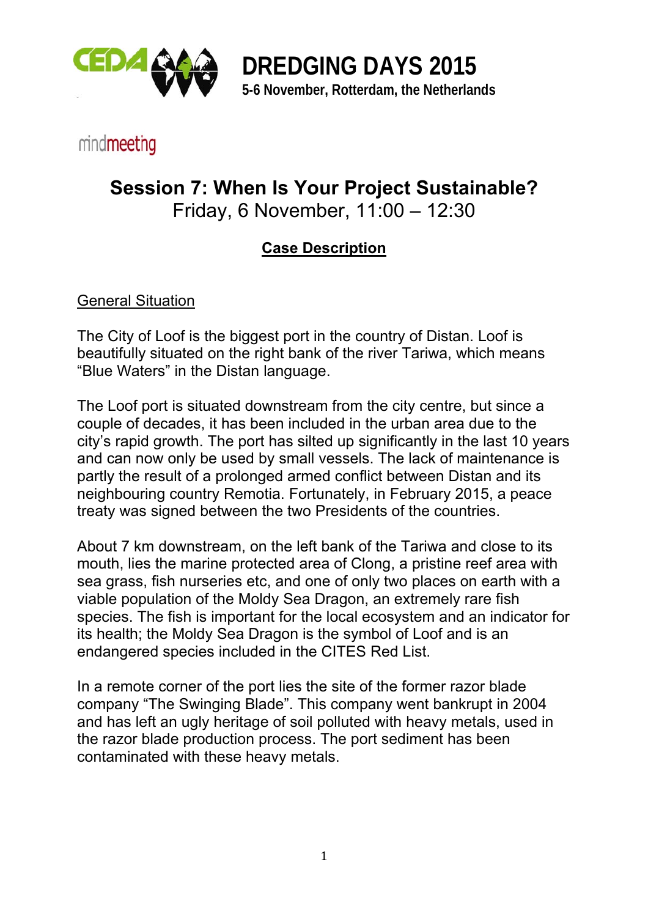# DREDGING DAYS 2015

**5-6 November, Rotterdam, the Netherlands**

mindmeeting

## Session 7: When Is Your Project Sustainable?

Friday, 6 November, 11:00 – 12:30

### Case Description

General Situation

The City of Loof is the biggest port in the country of Distan. Loof is beautifully situated on the right bank of the river Tariwa, which means "Blue Waters" in the Distan language.

The Loof port is situated downstream from the city centre, but since a couple of decades, it has been included in the urban area due to the city's rapid growth. The port has silted up significantly in the last 10 years and can now only be used by small vessels. The lack of maintenance is partly the result of a prolonged armed conflict between Distan and its neighbouring country Remotia. Fortunately, in February 2015, a peace treaty was signed between the two Presidents of the countries.

About 7 km downstream, on the left bank of the Tariwa and close to its mouth, lies the marine protected area of Clong, a pristine reef area with sea grass, fish nurseries etc, and one of only two places on earth with a viable population of the Moldy Sea Dragon, an extremely rare fish species. The fish is important for the local ecosystem and an indicator for its health; the Moldy Sea Dragon is the symbol of Loof and is an endangered species included in the CITES Red List.

In a remote corner of the port lies the site of the former razor blade company "The Swinging Blade". This company went bankrupt in 2004 and has left an ugly heritage of soil polluted with heavy metals, used in the razor blade production process. The port sediment has been contaminated with these heavy metals.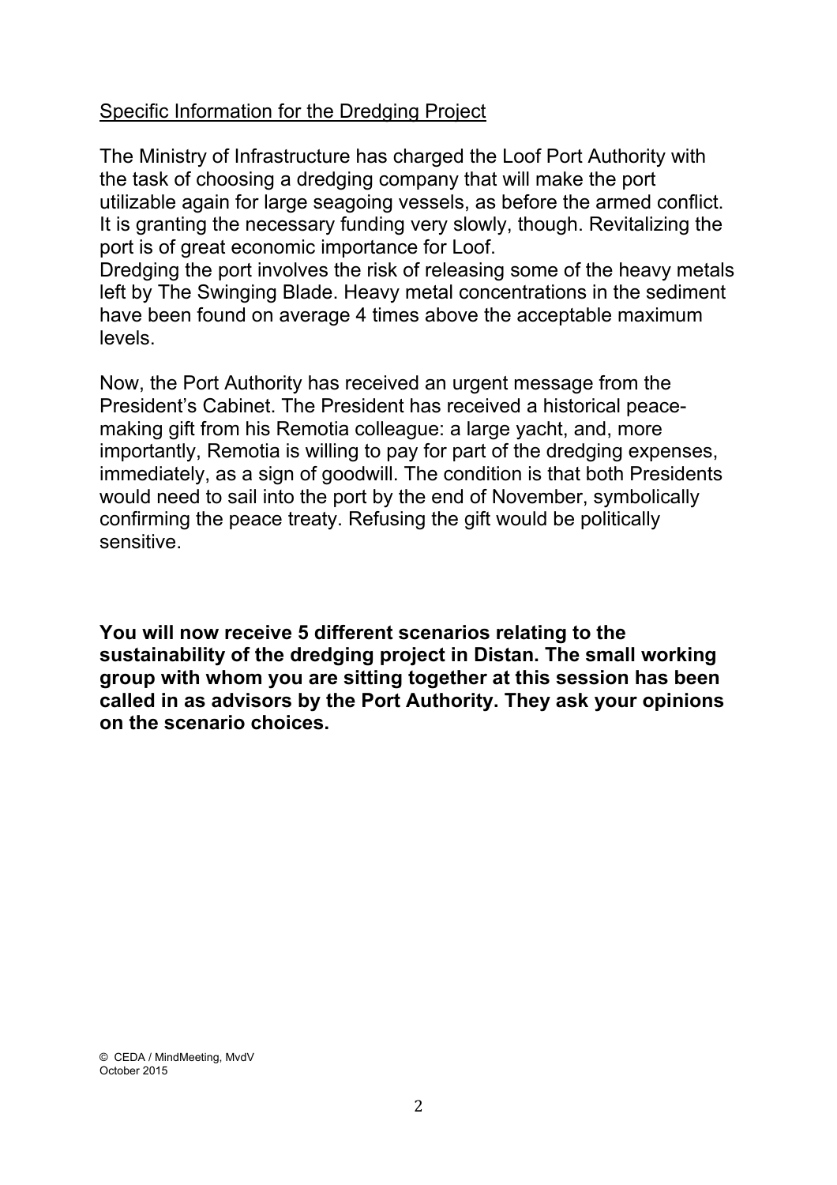## Specific Information for the Dredging Project

The Ministry of Infrastructure has charged the Loof Port Authority with the task of choosing a dredging company that will make the port utilizable again for large seagoing vessels, as before the armed conflict. It is granting the necessary funding very slowly, though. Revitalizing the port is of great economic importance for Loof.
Dredging the port involves the risk of releasing some of the heavy metals left by The Swinging Blade. Heavy metal concentrations in the sediment have been found on average 4 times above the acceptable maximum levels.

Now, the Port Authority has received an urgent message from the President's Cabinet. The President has received a historical peace-making gift from his Remotia colleague: a large yacht, and, more importantly, Remotia is willing to pay for part of the dredging expenses, immediately, as a sign of goodwill. The condition is that both Presidents would need to sail into the port by the end of November, symbolically confirming the peace treaty. Refusing the gift would be politically sensitive.

**You will now receive 5 different scenarios relating to the sustainability of the dredging project in Distan. The small working group with whom you are sitting together at this session has been called in as advisors by the Port Authority. They ask your opinions on the scenario choices.**

© CEDA / MindMeeting, MvdV
October 2015